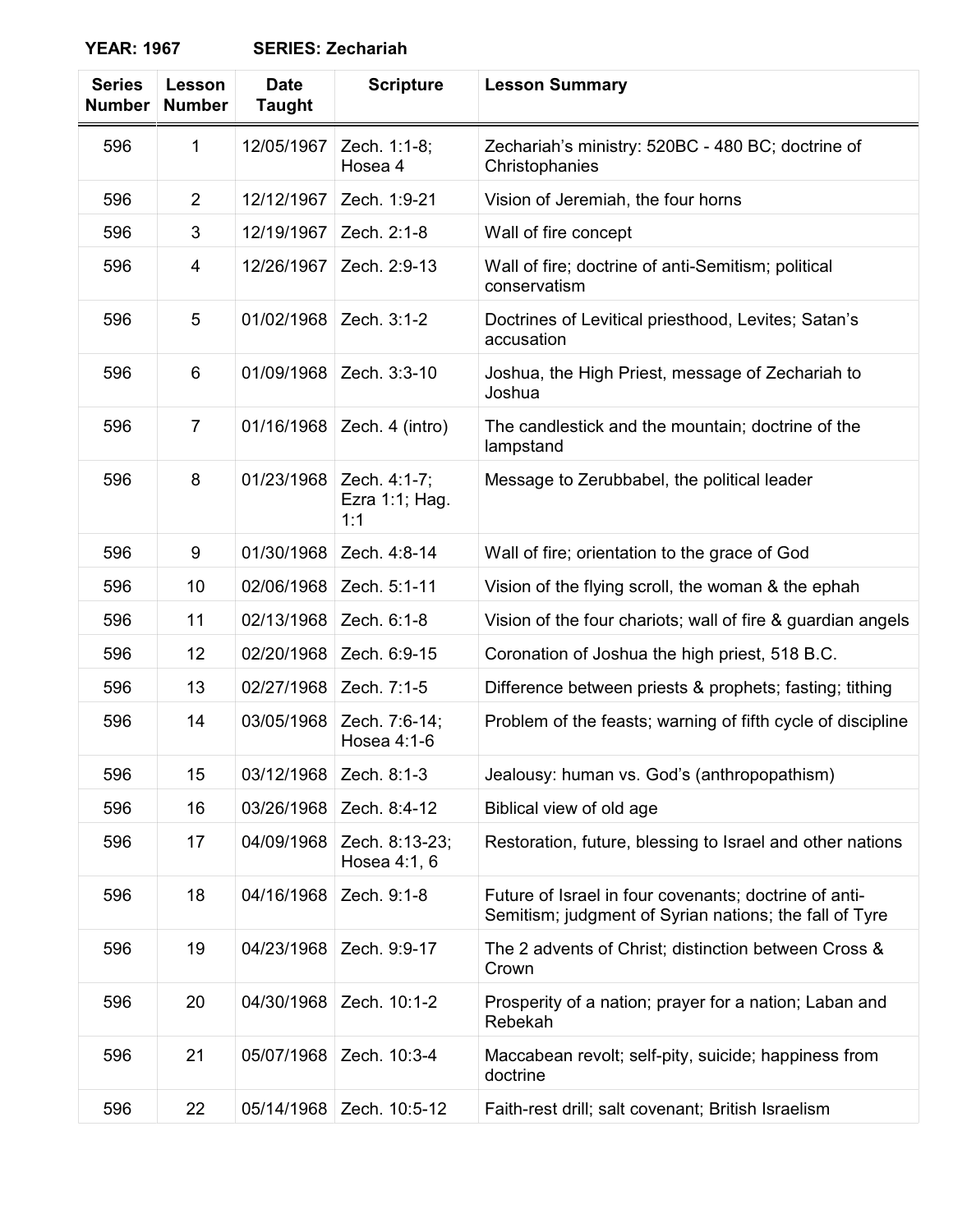**YEAR: 1967** **SERIES: Zechariah**

| Series Number | Lesson Number | Date Taught | Scripture | Lesson Summary |
|---|---|---|---|---|
| 596 | 1 | 12/05/1967 | Zech. 1:1-8; Hosea 4 | Zechariah's ministry: 520BC - 480 BC; doctrine of Christophanies |
| 596 | 2 | 12/12/1967 | Zech. 1:9-21 | Vision of Jeremiah, the four horns |
| 596 | 3 | 12/19/1967 | Zech. 2:1-8 | Wall of fire concept |
| 596 | 4 | 12/26/1967 | Zech. 2:9-13 | Wall of fire; doctrine of anti-Semitism; political conservatism |
| 596 | 5 | 01/02/1968 | Zech. 3:1-2 | Doctrines of Levitical priesthood, Levites; Satan's accusation |
| 596 | 6 | 01/09/1968 | Zech. 3:3-10 | Joshua, the High Priest, message of Zechariah to Joshua |
| 596 | 7 | 01/16/1968 | Zech. 4 (intro) | The candlestick and the mountain; doctrine of the lampstand |
| 596 | 8 | 01/23/1968 | Zech. 4:1-7; Ezra 1:1; Hag. 1:1 | Message to Zerubbabel, the political leader |
| 596 | 9 | 01/30/1968 | Zech. 4:8-14 | Wall of fire; orientation to the grace of God |
| 596 | 10 | 02/06/1968 | Zech. 5:1-11 | Vision of the flying scroll, the woman & the ephah |
| 596 | 11 | 02/13/1968 | Zech. 6:1-8 | Vision of the four chariots; wall of fire & guardian angels |
| 596 | 12 | 02/20/1968 | Zech. 6:9-15 | Coronation of Joshua the high priest, 518 B.C. |
| 596 | 13 | 02/27/1968 | Zech. 7:1-5 | Difference between priests & prophets; fasting; tithing |
| 596 | 14 | 03/05/1968 | Zech. 7:6-14; Hosea 4:1-6 | Problem of the feasts; warning of fifth cycle of discipline |
| 596 | 15 | 03/12/1968 | Zech. 8:1-3 | Jealousy: human vs. God's (anthropopathism) |
| 596 | 16 | 03/26/1968 | Zech. 8:4-12 | Biblical view of old age |
| 596 | 17 | 04/09/1968 | Zech. 8:13-23; Hosea 4:1, 6 | Restoration, future, blessing to Israel and other nations |
| 596 | 18 | 04/16/1968 | Zech. 9:1-8 | Future of Israel in four covenants; doctrine of anti-Semitism; judgment of Syrian nations; the fall of Tyre |
| 596 | 19 | 04/23/1968 | Zech. 9:9-17 | The 2 advents of Christ; distinction between Cross & Crown |
| 596 | 20 | 04/30/1968 | Zech. 10:1-2 | Prosperity of a nation; prayer for a nation; Laban and Rebekah |
| 596 | 21 | 05/07/1968 | Zech. 10:3-4 | Maccabean revolt; self-pity, suicide; happiness from doctrine |
| 596 | 22 | 05/14/1968 | Zech. 10:5-12 | Faith-rest drill; salt covenant; British Israelism |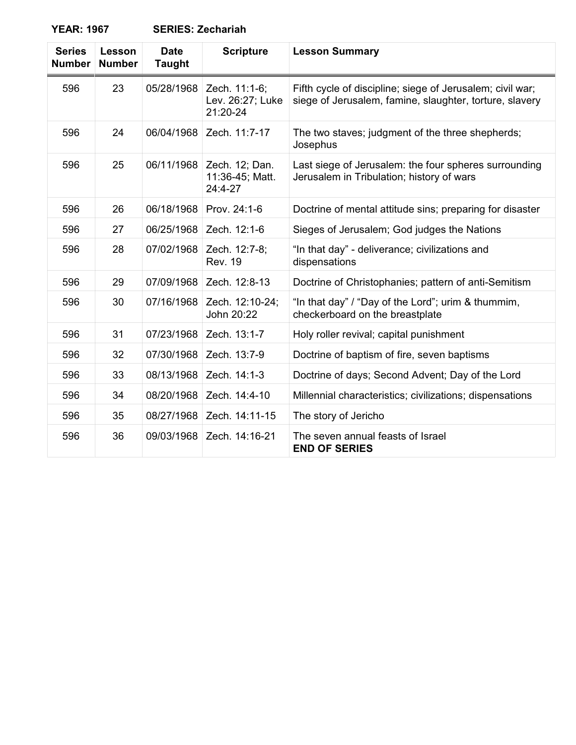**YEAR: 1967 SERIES: Zechariah**

| Series Number | Lesson Number | Date Taught | Scripture | Lesson Summary |
|---|---|---|---|---|
| 596 | 23 | 05/28/1968 | Zech. 11:1-6; Lev. 26:27; Luke 21:20-24 | Fifth cycle of discipline; siege of Jerusalem; civil war; siege of Jerusalem, famine, slaughter, torture, slavery |
| 596 | 24 | 06/04/1968 | Zech. 11:7-17 | The two staves; judgment of the three shepherds; Josephus |
| 596 | 25 | 06/11/1968 | Zech. 12; Dan. 11:36-45; Matt. 24:4-27 | Last siege of Jerusalem: the four spheres surrounding Jerusalem in Tribulation; history of wars |
| 596 | 26 | 06/18/1968 | Prov. 24:1-6 | Doctrine of mental attitude sins; preparing for disaster |
| 596 | 27 | 06/25/1968 | Zech. 12:1-6 | Sieges of Jerusalem; God judges the Nations |
| 596 | 28 | 07/02/1968 | Zech. 12:7-8; Rev. 19 | "In that day" - deliverance; civilizations and dispensations |
| 596 | 29 | 07/09/1968 | Zech. 12:8-13 | Doctrine of Christophanies; pattern of anti-Semitism |
| 596 | 30 | 07/16/1968 | Zech. 12:10-24; John 20:22 | "In that day" / "Day of the Lord"; urim & thummim, checkerboard on the breastplate |
| 596 | 31 | 07/23/1968 | Zech. 13:1-7 | Holy roller revival; capital punishment |
| 596 | 32 | 07/30/1968 | Zech. 13:7-9 | Doctrine of baptism of fire, seven baptisms |
| 596 | 33 | 08/13/1968 | Zech. 14:1-3 | Doctrine of days; Second Advent; Day of the Lord |
| 596 | 34 | 08/20/1968 | Zech. 14:4-10 | Millennial characteristics; civilizations; dispensations |
| 596 | 35 | 08/27/1968 | Zech. 14:11-15 | The story of Jericho |
| 596 | 36 | 09/03/1968 | Zech. 14:16-21 | The seven annual feasts of Israel **END OF SERIES** |